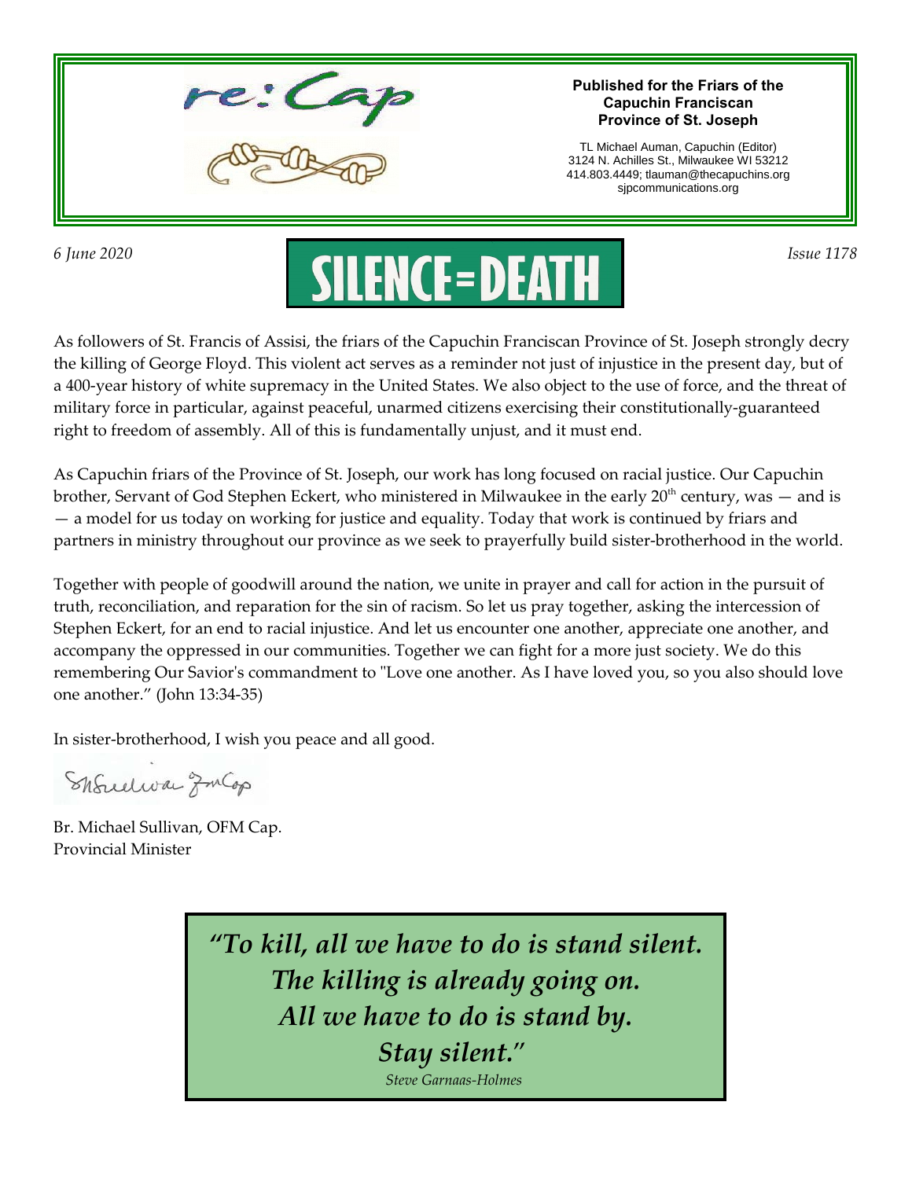re:Cap

**Published for the Friars of the Capuchin Franciscan Province of St. Joseph**

TL Michael Auman, Capuchin (Editor)
3124 N. Achilles St., Milwaukee WI 53212
414.803.4449; tlauman@thecapuchins.org
sjpcommunications.org

*6 June 2020*

# SILENCE=DEATH

*Issue 1178*

As followers of St. Francis of Assisi, the friars of the Capuchin Franciscan Province of St. Joseph strongly decry the killing of George Floyd. This violent act serves as a reminder not just of injustice in the present day, but of a 400-year history of white supremacy in the United States. We also object to the use of force, and the threat of military force in particular, against peaceful, unarmed citizens exercising their constitutionally-guaranteed right to freedom of assembly. All of this is fundamentally unjust, and it must end.

As Capuchin friars of the Province of St. Joseph, our work has long focused on racial justice. Our Capuchin brother, Servant of God Stephen Eckert, who ministered in Milwaukee in the early 20th century, was — and is — a model for us today on working for justice and equality. Today that work is continued by friars and partners in ministry throughout our province as we seek to prayerfully build sister-brotherhood in the world.

Together with people of goodwill around the nation, we unite in prayer and call for action in the pursuit of truth, reconciliation, and reparation for the sin of racism. So let us pray together, asking the intercession of Stephen Eckert, for an end to racial injustice. And let us encounter one another, appreciate one another, and accompany the oppressed in our communities. Together we can fight for a more just society. We do this remembering Our Savior's commandment to "Love one another. As I have loved you, so you also should love one another." (John 13:34-35)

In sister-brotherhood, I wish you peace and all good.

Br. Michael Sullivan, OFM Cap.
Provincial Minister

***"To kill, all we have to do is stand silent.
The killing is already going on.
All we have to do is stand by.
Stay silent."***

*Steve Garnaas-Holmes*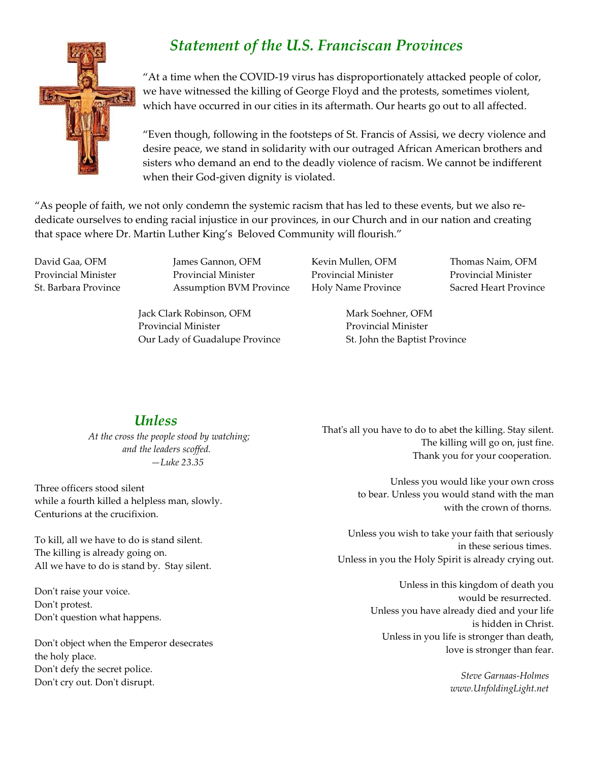## *Statement of the U.S. Franciscan Provinces*

"At a time when the COVID-19 virus has disproportionately attacked people of color, we have witnessed the killing of George Floyd and the protests, sometimes violent, which have occurred in our cities in its aftermath. Our hearts go out to all affected.

"Even though, following in the footsteps of St. Francis of Assisi, we decry violence and desire peace, we stand in solidarity with our outraged African American brothers and sisters who demand an end to the deadly violence of racism. We cannot be indifferent when their God-given dignity is violated.

"As people of faith, we not only condemn the systemic racism that has led to these events, but we also re-dedicate ourselves to ending racial injustice in our provinces, in our Church and in our nation and creating that space where Dr. Martin Luther King's Beloved Community will flourish."

David Gaa, OFM
Provincial Minister
St. Barbara Province

James Gannon, OFM
Provincial Minister
Assumption BVM Province

Kevin Mullen, OFM
Provincial Minister
Holy Name Province

Thomas Naim, OFM
Provincial Minister
Sacred Heart Province

Jack Clark Robinson, OFM
Provincial Minister
Our Lady of Guadalupe Province

Mark Soehner, OFM
Provincial Minister
St. John the Baptist Province

## *Unless*

*At the cross the people stood by watching;*
*and the leaders scoffed.*
*—Luke 23.35*

Three officers stood silent
while a fourth killed a helpless man, slowly.
Centurions at the crucifixion.

To kill, all we have to do is stand silent.
The killing is already going on.
All we have to do is stand by. Stay silent.

Don't raise your voice.
Don't protest.
Don't question what happens.

Don't object when the Emperor desecrates
the holy place.
Don't defy the secret police.
Don't cry out. Don't disrupt.

That's all you have to do to abet the killing. Stay silent.
The killing will go on, just fine.
Thank you for your cooperation.

Unless you would like your own cross
to bear. Unless you would stand with the man
with the crown of thorns.

Unless you wish to take your faith that seriously
in these serious times.
Unless in you the Holy Spirit is already crying out.

Unless in this kingdom of death you
would be resurrected.
Unless you have already died and your life
is hidden in Christ.
Unless in you life is stronger than death,
love is stronger than fear.

*Steve Garnaas-Holmes*
*www.UnfoldingLight.net*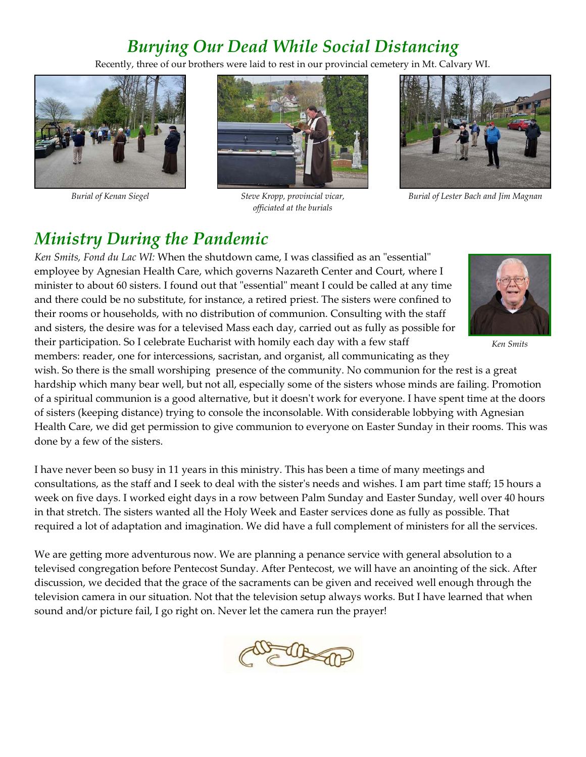# *Burying Our Dead While Social Distancing*

Recently, three of our brothers were laid to rest in our provincial cemetery in Mt. Calvary WI.

*Burial of Kenan Siegel*

*Steve Kropp, provincial vicar, officiated at the burials*

*Burial of Lester Bach and Jim Magnan*

# *Ministry During the Pandemic*

*Ken Smits, Fond du Lac WI:* When the shutdown came, I was classified as an "essential" employee by Agnesian Health Care, which governs Nazareth Center and Court, where I minister to about 60 sisters. I found out that "essential" meant I could be called at any time and there could be no substitute, for instance, a retired priest. The sisters were confined to their rooms or households, with no distribution of communion. Consulting with the staff and sisters, the desire was for a televised Mass each day, carried out as fully as possible for their participation. So I celebrate Eucharist with homily each day with a few staff members: reader, one for intercessions, sacristan, and organist, all communicating as they wish. So there is the small worshiping presence of the community. No communion for the rest is a great hardship which many bear well, but not all, especially some of the sisters whose minds are failing. Promotion of a spiritual communion is a good alternative, but it doesn't work for everyone. I have spent time at the doors of sisters (keeping distance) trying to console the inconsolable. With considerable lobbying with Agnesian Health Care, we did get permission to give communion to everyone on Easter Sunday in their rooms. This was done by a few of the sisters.

*Ken Smits*

I have never been so busy in 11 years in this ministry. This has been a time of many meetings and consultations, as the staff and I seek to deal with the sister's needs and wishes. I am part time staff; 15 hours a week on five days. I worked eight days in a row between Palm Sunday and Easter Sunday, well over 40 hours in that stretch. The sisters wanted all the Holy Week and Easter services done as fully as possible. That required a lot of adaptation and imagination. We did have a full complement of ministers for all the services.

We are getting more adventurous now. We are planning a penance service with general absolution to a televised congregation before Pentecost Sunday. After Pentecost, we will have an anointing of the sick. After discussion, we decided that the grace of the sacraments can be given and received well enough through the television camera in our situation. Not that the television setup always works. But I have learned that when sound and/or picture fail, I go right on. Never let the camera run the prayer!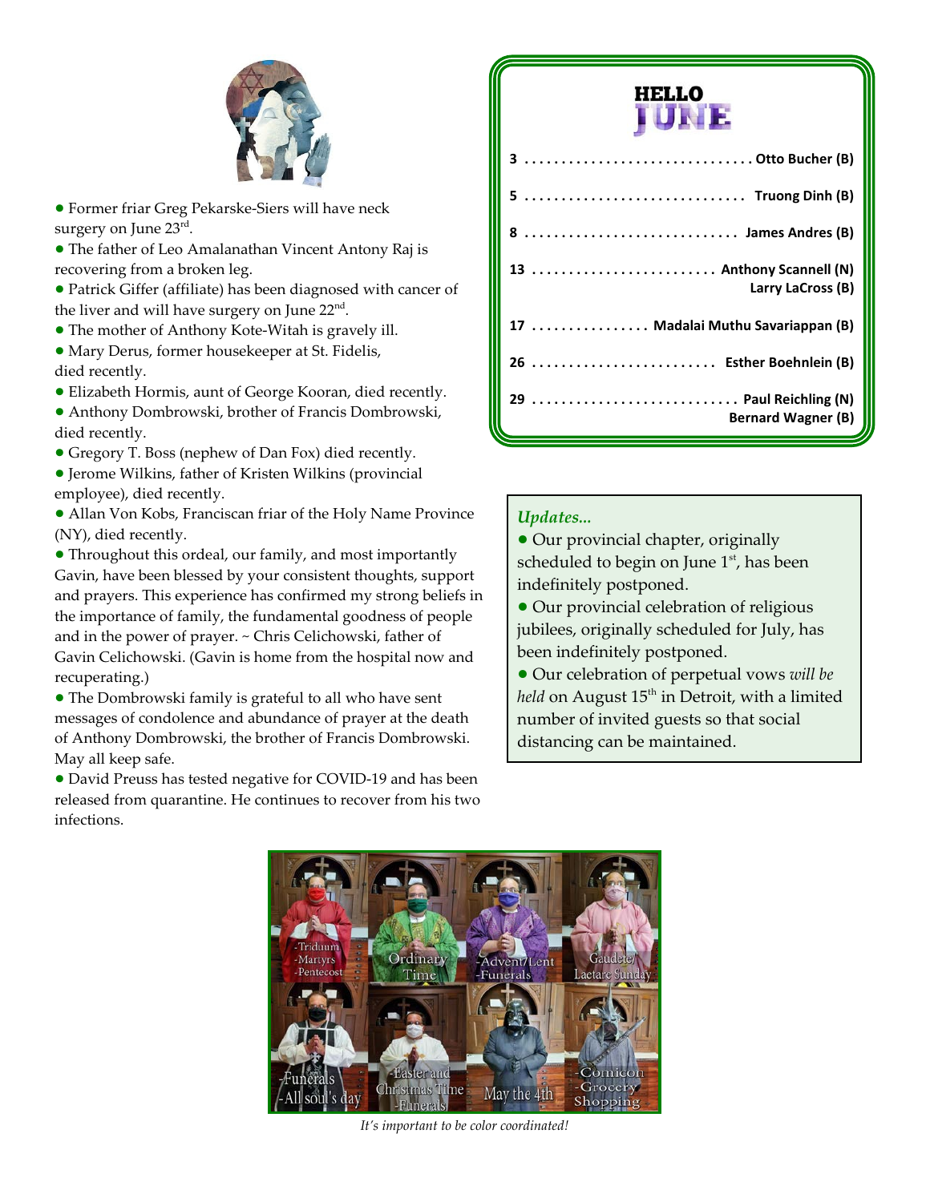- Former friar Greg Pekarske-Siers will have neck surgery on June 23rd.
- The father of Leo Amalanathan Vincent Antony Raj is recovering from a broken leg.
- Patrick Giffer (affiliate) has been diagnosed with cancer of the liver and will have surgery on June 22nd.
- The mother of Anthony Kote-Witah is gravely ill.
- Mary Derus, former housekeeper at St. Fidelis, died recently.
- Elizabeth Hormis, aunt of George Kooran, died recently.
- Anthony Dombrowski, brother of Francis Dombrowski, died recently.
- Gregory T. Boss (nephew of Dan Fox) died recently.
- Jerome Wilkins, father of Kristen Wilkins (provincial employee), died recently.
- Allan Von Kobs, Franciscan friar of the Holy Name Province (NY), died recently.
- Throughout this ordeal, our family, and most importantly Gavin, have been blessed by your consistent thoughts, support and prayers. This experience has confirmed my strong beliefs in the importance of family, the fundamental goodness of people and in the power of prayer. ~ Chris Celichowski, father of Gavin Celichowski. (Gavin is home from the hospital now and recuperating.)
- The Dombrowski family is grateful to all who have sent messages of condolence and abundance of prayer at the death of Anthony Dombrowski, the brother of Francis Dombrowski. May all keep safe.
- David Preuss has tested negative for COVID-19 and has been released from quarantine. He continues to recover from his two infections.

## HELLO JUNE

| | |
|---|---|
| 3 | **Otto Bucher (B)** |
| 5 | **Truong Dinh (B)** |
| 8 | **James Andres (B)** |
| 13 | **Anthony Scannell (N)**<br>**Larry LaCross (B)** |
| 17 | **Madalai Muthu Savariappan (B)** |
| 26 | **Esther Boehnlein (B)** |
| 29 | **Paul Reichling (N)**<br>**Bernard Wagner (B)** |

*Updates...*

- Our provincial chapter, originally scheduled to begin on June 1st, has been indefinitely postponed.
- Our provincial celebration of religious jubilees, originally scheduled for July, has been indefinitely postponed.
- Our celebration of perpetual vows *will be held* on August 15th in Detroit, with a limited number of invited guests so that social distancing can be maintained.

*It's important to be color coordinated!*